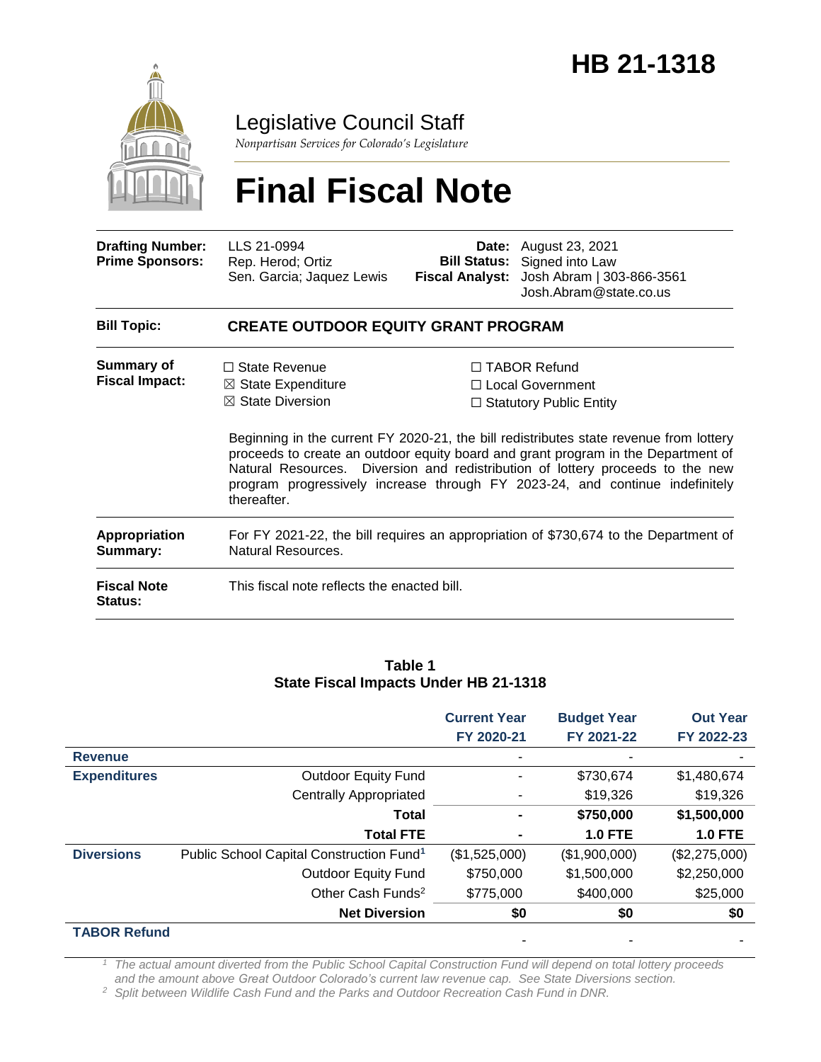# HB 21-1318

## Legislative Council Staff

*Nonpartisan Services for Colorado's Legislature*

# Final Fiscal Note

| | | | |
|---|---|---|---|
| **Drafting Number:** | LLS 21-0994 | **Date:** | August 23, 2021 |
| **Prime Sponsors:** | Rep. Herod; Ortiz<br>Sen. Garcia; Jaquez Lewis | **Bill Status:** | Signed into Law |
| | | **Fiscal Analyst:** | Josh Abram \| 303-866-3561<br>Josh.Abram@state.co.us |

**Bill Topic:** **CREATE OUTDOOR EQUITY GRANT PROGRAM**

**Summary of Fiscal Impact:**

☐ State Revenue
☒ State Expenditure
☒ State Diversion
☐ TABOR Refund
☐ Local Government
☐ Statutory Public Entity

Beginning in the current FY 2020-21, the bill redistributes state revenue from lottery proceeds to create an outdoor equity board and grant program in the Department of Natural Resources. Diversion and redistribution of lottery proceeds to the new program progressively increase through FY 2023-24, and continue indefinitely thereafter.

**Appropriation Summary:** For FY 2021-22, the bill requires an appropriation of $730,674 to the Department of Natural Resources.

**Fiscal Note Status:** This fiscal note reflects the enacted bill.

**Table 1**
**State Fiscal Impacts Under HB 21-1318**

| | | Current Year<br>FY 2020-21 | Budget Year<br>FY 2021-22 | Out Year<br>FY 2022-23 |
|---|---|---|---|---|
| **Revenue** | | - | - | - |
| **Expenditures** | Outdoor Equity Fund | - | $730,674 | $1,480,674 |
| | Centrally Appropriated | - | $19,326 | $19,326 |
| | **Total** | **-** | **$750,000** | **$1,500,000** |
| | **Total FTE** | **-** | **1.0 FTE** | **1.0 FTE** |
| **Diversions** | Public School Capital Construction Fund[1] | ($1,525,000) | ($1,900,000) | ($2,275,000) |
| | Outdoor Equity Fund | $750,000 | $1,500,000 | $2,250,000 |
| | Other Cash Funds[2] | $775,000 | $400,000 | $25,000 |
| | **Net Diversion** | **$0** | **$0** | **$0** |
| **TABOR Refund** | | - | - | - |

*[1] The actual amount diverted from the Public School Capital Construction Fund will depend on total lottery proceeds and the amount above Great Outdoor Colorado's current law revenue cap. See State Diversions section.*
*[2] Split between Wildlife Cash Fund and the Parks and Outdoor Recreation Cash Fund in DNR.*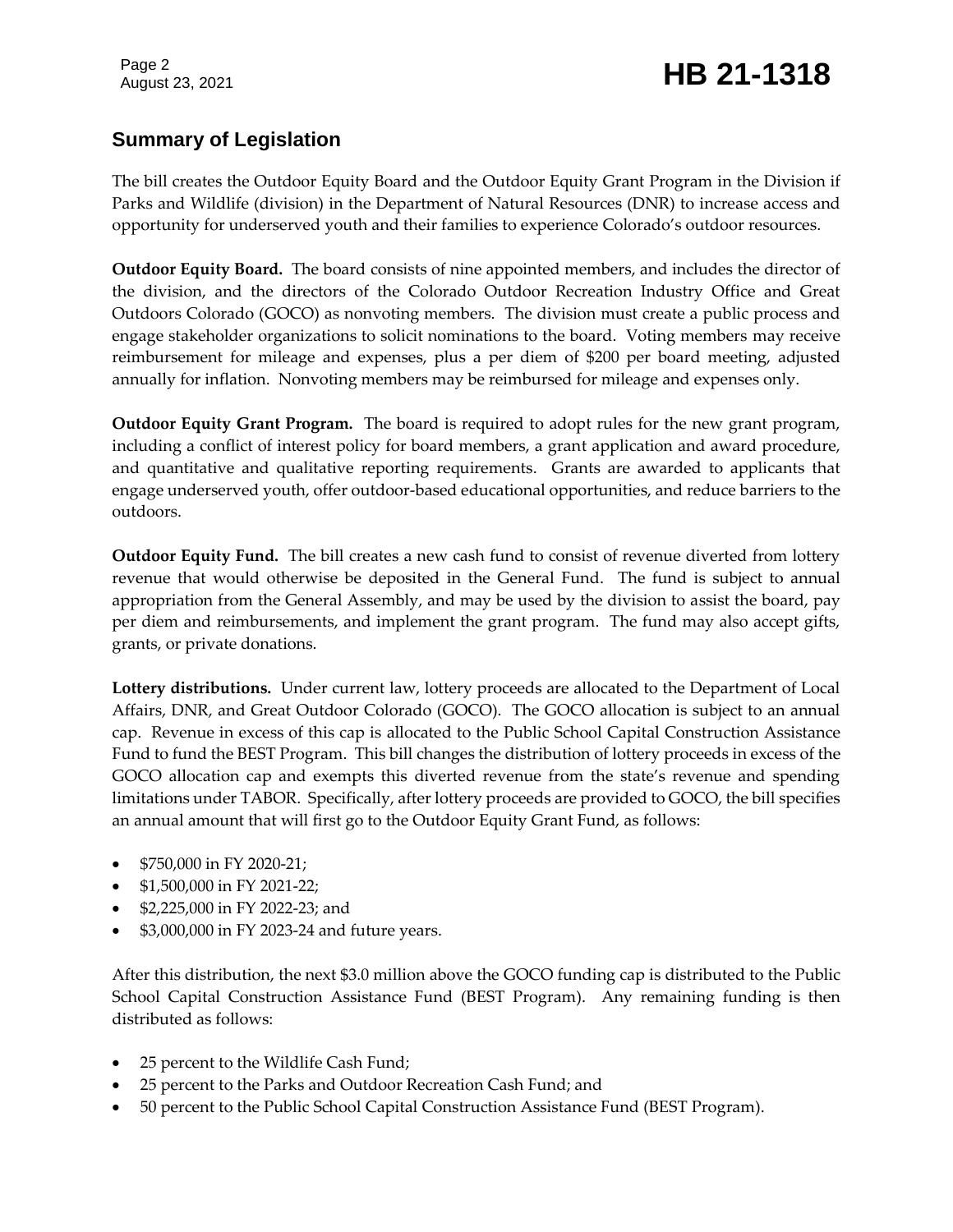## Summary of Legislation

The bill creates the Outdoor Equity Board and the Outdoor Equity Grant Program in the Division if Parks and Wildlife (division) in the Department of Natural Resources (DNR) to increase access and opportunity for underserved youth and their families to experience Colorado's outdoor resources.

**Outdoor Equity Board.** The board consists of nine appointed members, and includes the director of the division, and the directors of the Colorado Outdoor Recreation Industry Office and Great Outdoors Colorado (GOCO) as nonvoting members. The division must create a public process and engage stakeholder organizations to solicit nominations to the board. Voting members may receive reimbursement for mileage and expenses, plus a per diem of $200 per board meeting, adjusted annually for inflation. Nonvoting members may be reimbursed for mileage and expenses only.

**Outdoor Equity Grant Program.** The board is required to adopt rules for the new grant program, including a conflict of interest policy for board members, a grant application and award procedure, and quantitative and qualitative reporting requirements. Grants are awarded to applicants that engage underserved youth, offer outdoor-based educational opportunities, and reduce barriers to the outdoors.

**Outdoor Equity Fund.** The bill creates a new cash fund to consist of revenue diverted from lottery revenue that would otherwise be deposited in the General Fund. The fund is subject to annual appropriation from the General Assembly, and may be used by the division to assist the board, pay per diem and reimbursements, and implement the grant program. The fund may also accept gifts, grants, or private donations.

**Lottery distributions.** Under current law, lottery proceeds are allocated to the Department of Local Affairs, DNR, and Great Outdoor Colorado (GOCO). The GOCO allocation is subject to an annual cap. Revenue in excess of this cap is allocated to the Public School Capital Construction Assistance Fund to fund the BEST Program. This bill changes the distribution of lottery proceeds in excess of the GOCO allocation cap and exempts this diverted revenue from the state's revenue and spending limitations under TABOR. Specifically, after lottery proceeds are provided to GOCO, the bill specifies an annual amount that will first go to the Outdoor Equity Grant Fund, as follows:

- $750,000 in FY 2020-21;
- $1,500,000 in FY 2021-22;
- $2,225,000 in FY 2022-23; and
- $3,000,000 in FY 2023-24 and future years.

After this distribution, the next $3.0 million above the GOCO funding cap is distributed to the Public School Capital Construction Assistance Fund (BEST Program). Any remaining funding is then distributed as follows:

- 25 percent to the Wildlife Cash Fund;
- 25 percent to the Parks and Outdoor Recreation Cash Fund; and
- 50 percent to the Public School Capital Construction Assistance Fund (BEST Program).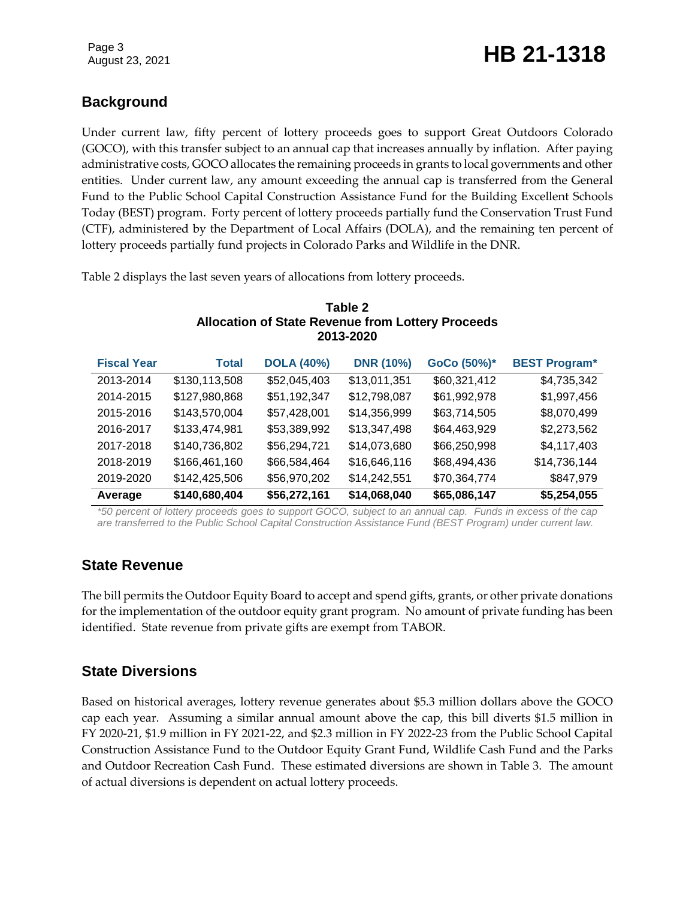## Background

Under current law, fifty percent of lottery proceeds goes to support Great Outdoors Colorado (GOCO), with this transfer subject to an annual cap that increases annually by inflation. After paying administrative costs, GOCO allocates the remaining proceeds in grants to local governments and other entities. Under current law, any amount exceeding the annual cap is transferred from the General Fund to the Public School Capital Construction Assistance Fund for the Building Excellent Schools Today (BEST) program. Forty percent of lottery proceeds partially fund the Conservation Trust Fund (CTF), administered by the Department of Local Affairs (DOLA), and the remaining ten percent of lottery proceeds partially fund projects in Colorado Parks and Wildlife in the DNR.

Table 2 displays the last seven years of allocations from lottery proceeds.

**Table 2**
**Allocation of State Revenue from Lottery Proceeds**
**2013-2020**

| Fiscal Year | Total | DOLA (40%) | DNR (10%) | GoCo (50%)* | BEST Program* |
|---|---|---|---|---|---|
| 2013-2014 | $130,113,508 | $52,045,403 | $13,011,351 | $60,321,412 | $4,735,342 |
| 2014-2015 | $127,980,868 | $51,192,347 | $12,798,087 | $61,992,978 | $1,997,456 |
| 2015-2016 | $143,570,004 | $57,428,001 | $14,356,999 | $63,714,505 | $8,070,499 |
| 2016-2017 | $133,474,981 | $53,389,992 | $13,347,498 | $64,463,929 | $2,273,562 |
| 2017-2018 | $140,736,802 | $56,294,721 | $14,073,680 | $66,250,998 | $4,117,403 |
| 2018-2019 | $166,461,160 | $66,584,464 | $16,646,116 | $68,494,436 | $14,736,144 |
| 2019-2020 | $142,425,506 | $56,970,202 | $14,242,551 | $70,364,774 | $847,979 |
| **Average** | **$140,680,404** | **$56,272,161** | **$14,068,040** | **$65,086,147** | **$5,254,055** |

*\*50 percent of lottery proceeds goes to support GOCO, subject to an annual cap. Funds in excess of the cap are transferred to the Public School Capital Construction Assistance Fund (BEST Program) under current law.*

## State Revenue

The bill permits the Outdoor Equity Board to accept and spend gifts, grants, or other private donations for the implementation of the outdoor equity grant program. No amount of private funding has been identified. State revenue from private gifts are exempt from TABOR.

## State Diversions

Based on historical averages, lottery revenue generates about $5.3 million dollars above the GOCO cap each year. Assuming a similar annual amount above the cap, this bill diverts $1.5 million in FY 2020-21, $1.9 million in FY 2021-22, and $2.3 million in FY 2022-23 from the Public School Capital Construction Assistance Fund to the Outdoor Equity Grant Fund, Wildlife Cash Fund and the Parks and Outdoor Recreation Cash Fund. These estimated diversions are shown in Table 3. The amount of actual diversions is dependent on actual lottery proceeds.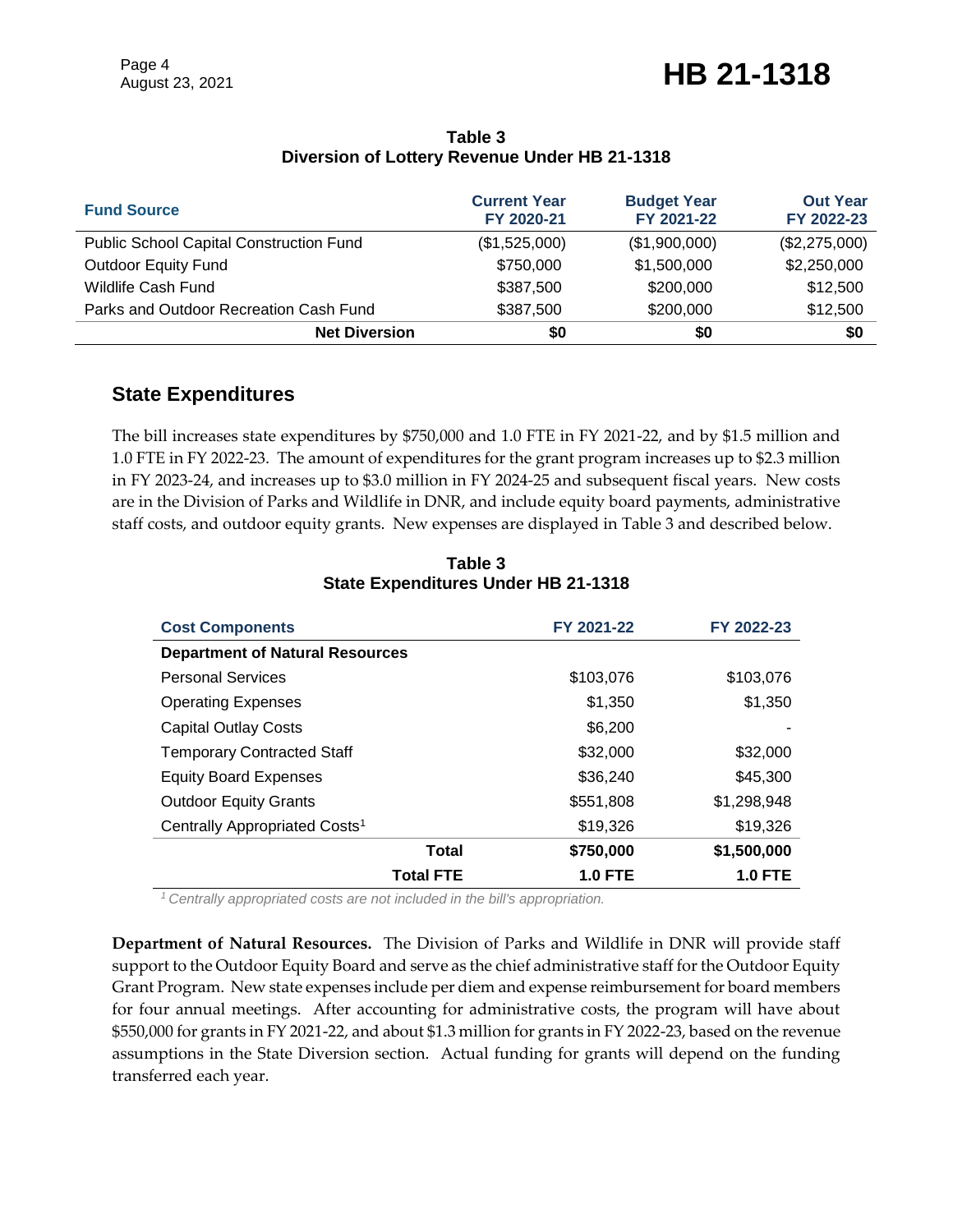**Table 3**
**Diversion of Lottery Revenue Under HB 21-1318**

| Fund Source | Current Year FY 2020-21 | Budget Year FY 2021-22 | Out Year FY 2022-23 |
|---|---|---|---|
| Public School Capital Construction Fund | ($1,525,000) | ($1,900,000) | ($2,275,000) |
| Outdoor Equity Fund | $750,000 | $1,500,000 | $2,250,000 |
| Wildlife Cash Fund | $387,500 | $200,000 | $12,500 |
| Parks and Outdoor Recreation Cash Fund | $387,500 | $200,000 | $12,500 |
| **Net Diversion** | **$0** | **$0** | **$0** |

## State Expenditures

The bill increases state expenditures by $750,000 and 1.0 FTE in FY 2021-22, and by $1.5 million and 1.0 FTE in FY 2022-23. The amount of expenditures for the grant program increases up to $2.3 million in FY 2023-24, and increases up to $3.0 million in FY 2024-25 and subsequent fiscal years. New costs are in the Division of Parks and Wildlife in DNR, and include equity board payments, administrative staff costs, and outdoor equity grants. New expenses are displayed in Table 3 and described below.

**Table 3**
**State Expenditures Under HB 21-1318**

| Cost Components | FY 2021-22 | FY 2022-23 |
|---|---|---|
| **Department of Natural Resources** | | |
| Personal Services | $103,076 | $103,076 |
| Operating Expenses | $1,350 | $1,350 |
| Capital Outlay Costs | $6,200 | - |
| Temporary Contracted Staff | $32,000 | $32,000 |
| Equity Board Expenses | $36,240 | $45,300 |
| Outdoor Equity Grants | $551,808 | $1,298,948 |
| Centrally Appropriated Costs[1] | $19,326 | $19,326 |
| **Total** | **$750,000** | **$1,500,000** |
| **Total FTE** | **1.0 FTE** | **1.0 FTE** |

*[1] Centrally appropriated costs are not included in the bill's appropriation.*

**Department of Natural Resources.** The Division of Parks and Wildlife in DNR will provide staff support to the Outdoor Equity Board and serve as the chief administrative staff for the Outdoor Equity Grant Program. New state expenses include per diem and expense reimbursement for board members for four annual meetings. After accounting for administrative costs, the program will have about $550,000 for grants in FY 2021-22, and about $1.3 million for grants in FY 2022-23, based on the revenue assumptions in the State Diversion section. Actual funding for grants will depend on the funding transferred each year.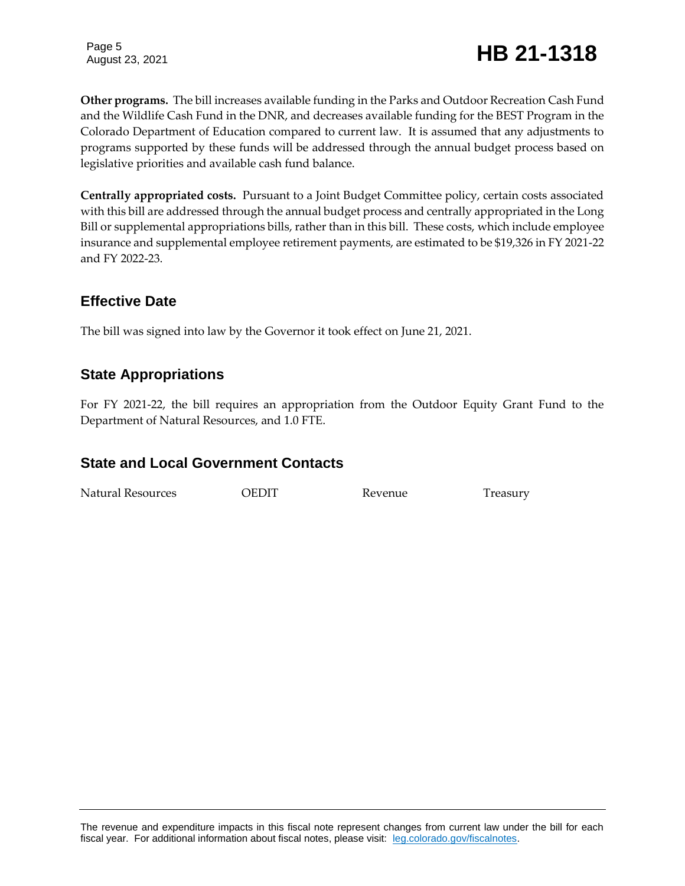**Other programs.** The bill increases available funding in the Parks and Outdoor Recreation Cash Fund and the Wildlife Cash Fund in the DNR, and decreases available funding for the BEST Program in the Colorado Department of Education compared to current law. It is assumed that any adjustments to programs supported by these funds will be addressed through the annual budget process based on legislative priorities and available cash fund balance.

**Centrally appropriated costs.** Pursuant to a Joint Budget Committee policy, certain costs associated with this bill are addressed through the annual budget process and centrally appropriated in the Long Bill or supplemental appropriations bills, rather than in this bill. These costs, which include employee insurance and supplemental employee retirement payments, are estimated to be $19,326 in FY 2021-22 and FY 2022-23.

## Effective Date

The bill was signed into law by the Governor it took effect on June 21, 2021.

## State Appropriations

For FY 2021-22, the bill requires an appropriation from the Outdoor Equity Grant Fund to the Department of Natural Resources, and 1.0 FTE.

## State and Local Government Contacts

Natural Resources OEDIT Revenue Treasury

The revenue and expenditure impacts in this fiscal note represent changes from current law under the bill for each fiscal year. For additional information about fiscal notes, please visit: leg.colorado.gov/fiscalnotes.